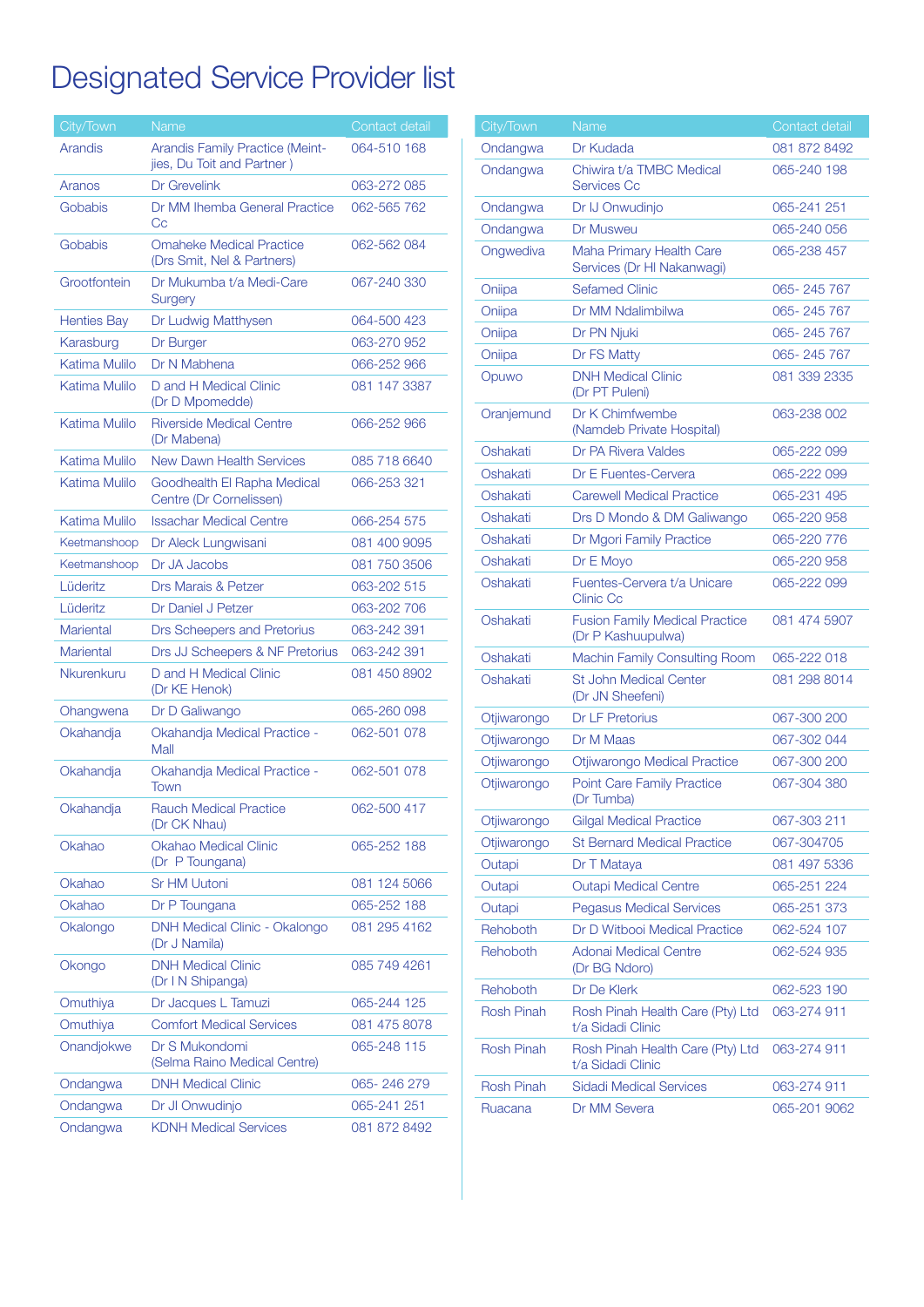# Designated Service Provider list

| City/Town | Name | Contact detail |
|---|---|---|
| Arandis | Arandis Family Practice (Meint-jies, Du Toit and Partner ) | 064-510 168 |
| Aranos | Dr Grevelink | 063-272 085 |
| Gobabis | Dr MM Ihemba General Practice Cc | 062-565 762 |
| Gobabis | Omaheke Medical Practice (Drs Smit, Nel & Partners) | 062-562 084 |
| Grootfontein | Dr Mukumba t/a Medi-Care Surgery | 067-240 330 |
| Henties Bay | Dr Ludwig Matthysen | 064-500 423 |
| Karasburg | Dr Burger | 063-270 952 |
| Katima Mulilo | Dr N Mabhena | 066-252 966 |
| Katima Mulilo | D and H Medical Clinic (Dr D Mpomedde) | 081 147 3387 |
| Katima Mulilo | Riverside Medical Centre (Dr Mabena) | 066-252 966 |
| Katima Mulilo | New Dawn Health Services | 085 718 6640 |
| Katima Mulilo | Goodhealth El Rapha Medical Centre (Dr Cornelissen) | 066-253 321 |
| Katima Mulilo | Issachar Medical Centre | 066-254 575 |
| Keetmanshoop | Dr Aleck Lungwisani | 081 400 9095 |
| Keetmanshoop | Dr JA Jacobs | 081 750 3506 |
| Lüderitz | Drs Marais & Petzer | 063-202 515 |
| Lüderitz | Dr Daniel J Petzer | 063-202 706 |
| Mariental | Drs Scheepers and Pretorius | 063-242 391 |
| Mariental | Drs JJ Scheepers & NF Pretorius | 063-242 391 |
| Nkurenkuru | D and H Medical Clinic (Dr KE Henok) | 081 450 8902 |
| Ohangwena | Dr D Galiwango | 065-260 098 |
| Okahandja | Okahandja Medical Practice - Mall | 062-501 078 |
| Okahandja | Okahandja Medical Practice - Town | 062-501 078 |
| Okahandja | Rauch Medical Practice (Dr CK Nhau) | 062-500 417 |
| Okahao | Okahao Medical Clinic (Dr P Toungana) | 065-252 188 |
| Okahao | Sr HM Uutoni | 081 124 5066 |
| Okahao | Dr P Toungana | 065-252 188 |
| Okalongo | DNH Medical Clinic - Okalongo (Dr J Namila) | 081 295 4162 |
| Okongo | DNH Medical Clinic (Dr I N Shipanga) | 085 749 4261 |
| Omuthiya | Dr Jacques L Tamuzi | 065-244 125 |
| Omuthiya | Comfort Medical Services | 081 475 8078 |
| Onandjokwe | Dr S Mukondomi (Selma Raino Medical Centre) | 065-248 115 |
| Ondangwa | DNH Medical Clinic | 065- 246 279 |
| Ondangwa | Dr JI Onwudinjo | 065-241 251 |
| Ondangwa | KDNH Medical Services | 081 872 8492 |
| Ondangwa | Dr Kudada | 081 872 8492 |
| Ondangwa | Chiwira t/a TMBC Medical Services Cc | 065-240 198 |
| Ondangwa | Dr IJ Onwudinjo | 065-241 251 |
| Ondangwa | Dr Musweu | 065-240 056 |
| Ongwediva | Maha Primary Health Care Services (Dr HI Nakanwagi) | 065-238 457 |
| Oniipa | Sefamed Clinic | 065- 245 767 |
| Oniipa | Dr MM Ndalimbilwa | 065- 245 767 |
| Oniipa | Dr PN Njuki | 065- 245 767 |
| Oniipa | Dr FS Matty | 065- 245 767 |
| Opuwo | DNH Medical Clinic (Dr PT Puleni) | 081 339 2335 |
| Oranjemund | Dr K Chimfwembe (Namdeb Private Hospital) | 063-238 002 |
| Oshakati | Dr PA Rivera Valdes | 065-222 099 |
| Oshakati | Dr E Fuentes-Cervera | 065-222 099 |
| Oshakati | Carewell Medical Practice | 065-231 495 |
| Oshakati | Drs D Mondo & DM Galiwango | 065-220 958 |
| Oshakati | Dr Mgori Family Practice | 065-220 776 |
| Oshakati | Dr E Moyo | 065-220 958 |
| Oshakati | Fuentes-Cervera t/a Unicare Clinic Cc | 065-222 099 |
| Oshakati | Fusion Family Medical Practice (Dr P Kashuupulwa) | 081 474 5907 |
| Oshakati | Machin Family Consulting Room | 065-222 018 |
| Oshakati | St John Medical Center (Dr JN Sheefeni) | 081 298 8014 |
| Otjiwarongo | Dr LF Pretorius | 067-300 200 |
| Otjiwarongo | Dr M Maas | 067-302 044 |
| Otjiwarongo | Otjiwarongo Medical Practice | 067-300 200 |
| Otjiwarongo | Point Care Family Practice (Dr Tumba) | 067-304 380 |
| Otjiwarongo | Gilgal Medical Practice | 067-303 211 |
| Otjiwarongo | St Bernard Medical Practice | 067-304705 |
| Outapi | Dr T Mataya | 081 497 5336 |
| Outapi | Outapi Medical Centre | 065-251 224 |
| Outapi | Pegasus Medical Services | 065-251 373 |
| Rehoboth | Dr D Witbooi Medical Practice | 062-524 107 |
| Rehoboth | Adonai Medical Centre (Dr BG Ndoro) | 062-524 935 |
| Rehoboth | Dr De Klerk | 062-523 190 |
| Rosh Pinah | Rosh Pinah Health Care (Pty) Ltd t/a Sidadi Clinic | 063-274 911 |
| Rosh Pinah | Rosh Pinah Health Care (Pty) Ltd t/a Sidadi Clinic | 063-274 911 |
| Rosh Pinah | Sidadi Medical Services | 063-274 911 |
| Ruacana | Dr MM Severa | 065-201 9062 |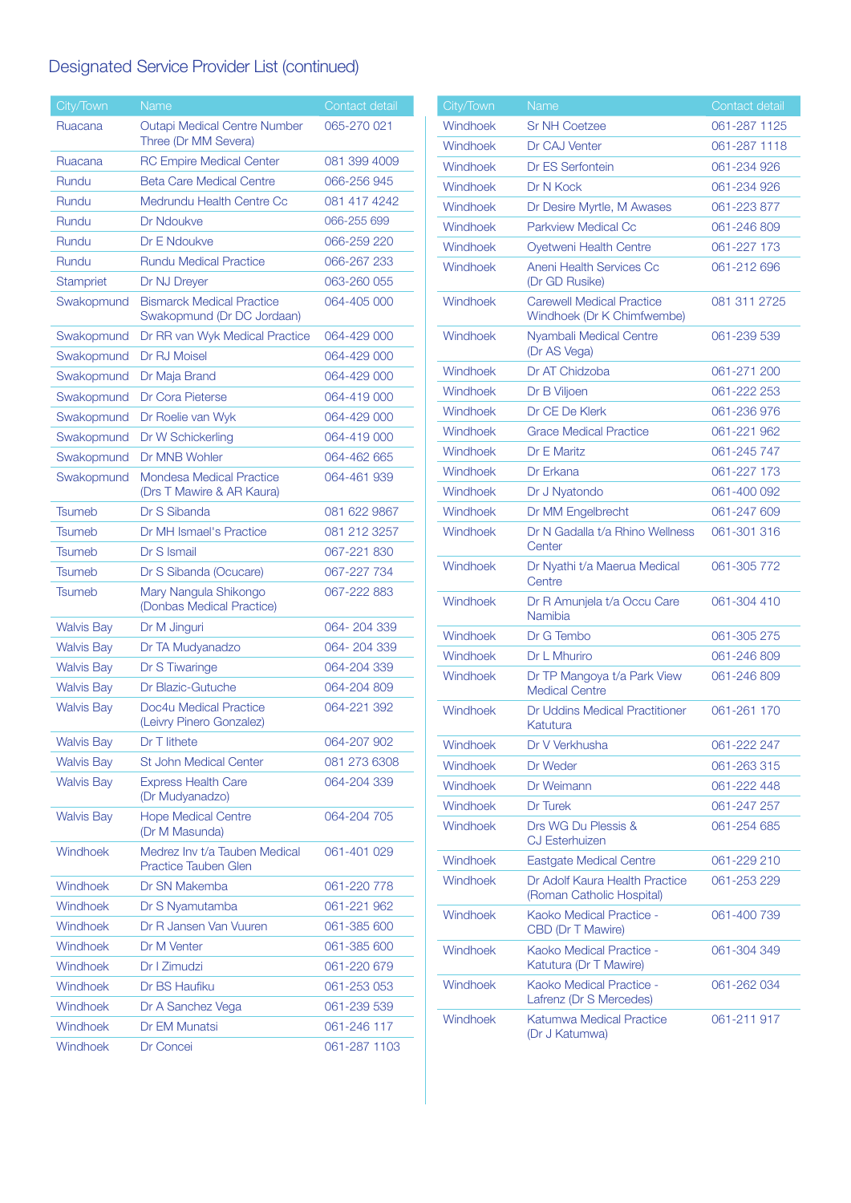## Designated Service Provider List (continued)

| City/Town | Name | Contact detail |
|---|---|---|
| Ruacana | Outapi Medical Centre Number Three (Dr MM Severa) | 065-270 021 |
| Ruacana | RC Empire Medical Center | 081 399 4009 |
| Rundu | Beta Care Medical Centre | 066-256 945 |
| Rundu | Medrundu Health Centre Cc | 081 417 4242 |
| Rundu | Dr Ndoukve | 066-255 699 |
| Rundu | Dr E Ndoukve | 066-259 220 |
| Rundu | Rundu Medical Practice | 066-267 233 |
| Stampriet | Dr NJ Dreyer | 063-260 055 |
| Swakopmund | Bismarck Medical Practice Swakopmund (Dr DC Jordaan) | 064-405 000 |
| Swakopmund | Dr RR van Wyk Medical Practice | 064-429 000 |
| Swakopmund | Dr RJ Moisel | 064-429 000 |
| Swakopmund | Dr Maja Brand | 064-429 000 |
| Swakopmund | Dr Cora Pieterse | 064-419 000 |
| Swakopmund | Dr Roelie van Wyk | 064-429 000 |
| Swakopmund | Dr W Schickerling | 064-419 000 |
| Swakopmund | Dr MNB Wohler | 064-462 665 |
| Swakopmund | Mondesa Medical Practice (Drs T Mawire & AR Kaura) | 064-461 939 |
| Tsumeb | Dr S Sibanda | 081 622 9867 |
| Tsumeb | Dr MH Ismael's Practice | 081 212 3257 |
| Tsumeb | Dr S Ismail | 067-221 830 |
| Tsumeb | Dr S Sibanda (Ocucare) | 067-227 734 |
| Tsumeb | Mary Nangula Shikongo (Donbas Medical Practice) | 067-222 883 |
| Walvis Bay | Dr M Jinguri | 064- 204 339 |
| Walvis Bay | Dr TA Mudyanadzo | 064- 204 339 |
| Walvis Bay | Dr S Tiwaringe | 064-204 339 |
| Walvis Bay | Dr Blazic-Gutuche | 064-204 809 |
| Walvis Bay | Doc4u Medical Practice (Leivry Pinero Gonzalez) | 064-221 392 |
| Walvis Bay | Dr T lithete | 064-207 902 |
| Walvis Bay | St John Medical Center | 081 273 6308 |
| Walvis Bay | Express Health Care (Dr Mudyanadzo) | 064-204 339 |
| Walvis Bay | Hope Medical Centre (Dr M Masunda) | 064-204 705 |
| Windhoek | Medrez Inv t/a Tauben Medical Practice Tauben Glen | 061-401 029 |
| Windhoek | Dr SN Makemba | 061-220 778 |
| Windhoek | Dr S Nyamutamba | 061-221 962 |
| Windhoek | Dr R Jansen Van Vuuren | 061-385 600 |
| Windhoek | Dr M Venter | 061-385 600 |
| Windhoek | Dr I Zimudzi | 061-220 679 |
| Windhoek | Dr BS Haufiku | 061-253 053 |
| Windhoek | Dr A Sanchez Vega | 061-239 539 |
| Windhoek | Dr EM Munatsi | 061-246 117 |
| Windhoek | Dr Concei | 061-287 1103 |
| Windhoek | Sr NH Coetzee | 061-287 1125 |
| Windhoek | Dr CAJ Venter | 061-287 1118 |
| Windhoek | Dr ES Serfontein | 061-234 926 |
| Windhoek | Dr N Kock | 061-234 926 |
| Windhoek | Dr Desire Myrtle, M Awases | 061-223 877 |
| Windhoek | Parkview Medical Cc | 061-246 809 |
| Windhoek | Oyetweni Health Centre | 061-227 173 |
| Windhoek | Aneni Health Services Cc (Dr GD Rusike) | 061-212 696 |
| Windhoek | Carewell Medical Practice Windhoek (Dr K Chimfwembe) | 081 311 2725 |
| Windhoek | Nyambali Medical Centre (Dr AS Vega) | 061-239 539 |
| Windhoek | Dr AT Chidzoba | 061-271 200 |
| Windhoek | Dr B Viljoen | 061-222 253 |
| Windhoek | Dr CE De Klerk | 061-236 976 |
| Windhoek | Grace Medical Practice | 061-221 962 |
| Windhoek | Dr E Maritz | 061-245 747 |
| Windhoek | Dr Erkana | 061-227 173 |
| Windhoek | Dr J Nyatondo | 061-400 092 |
| Windhoek | Dr MM Engelbrecht | 061-247 609 |
| Windhoek | Dr N Gadalla t/a Rhino Wellness Center | 061-301 316 |
| Windhoek | Dr Nyathi t/a Maerua Medical Centre | 061-305 772 |
| Windhoek | Dr R Amunjela t/a Occu Care Namibia | 061-304 410 |
| Windhoek | Dr G Tembo | 061-305 275 |
| Windhoek | Dr L Mhuriro | 061-246 809 |
| Windhoek | Dr TP Mangoya t/a Park View Medical Centre | 061-246 809 |
| Windhoek | Dr Uddins Medical Practitioner Katutura | 061-261 170 |
| Windhoek | Dr V Verkhusha | 061-222 247 |
| Windhoek | Dr Weder | 061-263 315 |
| Windhoek | Dr Weimann | 061-222 448 |
| Windhoek | Dr Turek | 061-247 257 |
| Windhoek | Drs WG Du Plessis & CJ Esterhuizen | 061-254 685 |
| Windhoek | Eastgate Medical Centre | 061-229 210 |
| Windhoek | Dr Adolf Kaura Health Practice (Roman Catholic Hospital) | 061-253 229 |
| Windhoek | Kaoko Medical Practice - CBD (Dr T Mawire) | 061-400 739 |
| Windhoek | Kaoko Medical Practice - Katutura (Dr T Mawire) | 061-304 349 |
| Windhoek | Kaoko Medical Practice - Lafrenz (Dr S Mercedes) | 061-262 034 |
| Windhoek | Katumwa Medical Practice (Dr J Katumwa) | 061-211 917 |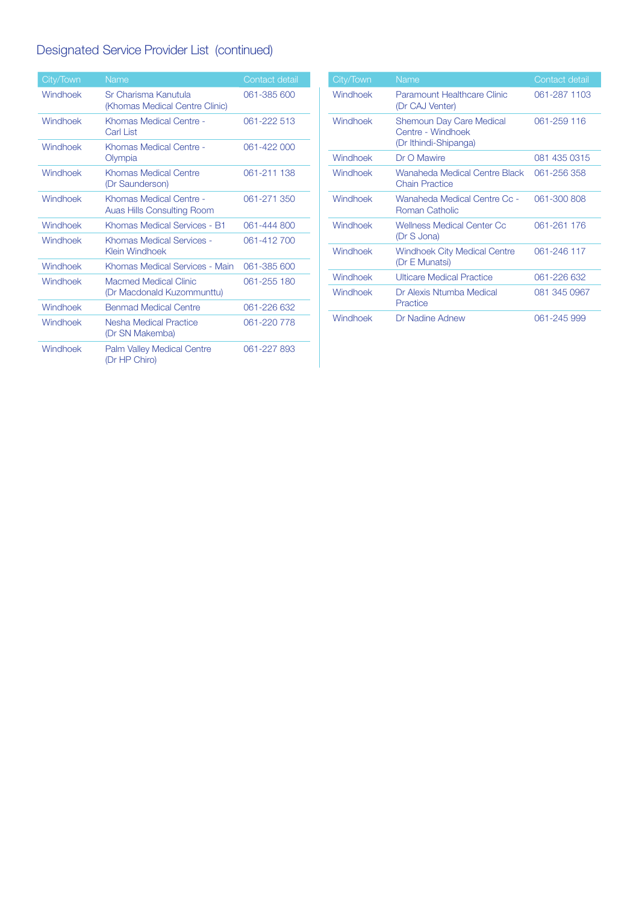# Designated Service Provider List (continued)

| City/Town | Name | Contact detail |
|---|---|---|
| Windhoek | Sr Charisma Kanutula (Khomas Medical Centre Clinic) | 061-385 600 |
| Windhoek | Khomas Medical Centre - Carl List | 061-222 513 |
| Windhoek | Khomas Medical Centre - Olympia | 061-422 000 |
| Windhoek | Khomas Medical Centre (Dr Saunderson) | 061-211 138 |
| Windhoek | Khomas Medical Centre - Auas Hills Consulting Room | 061-271 350 |
| Windhoek | Khomas Medical Services - B1 | 061-444 800 |
| Windhoek | Khomas Medical Services - Klein Windhoek | 061-412 700 |
| Windhoek | Khomas Medical Services - Main | 061-385 600 |
| Windhoek | Macmed Medical Clinic (Dr Macdonald Kuzommunttu) | 061-255 180 |
| Windhoek | Benmad Medical Centre | 061-226 632 |
| Windhoek | Nesha Medical Practice (Dr SN Makemba) | 061-220 778 |
| Windhoek | Palm Valley Medical Centre (Dr HP Chiro) | 061-227 893 |
| Windhoek | Paramount Healthcare Clinic (Dr CAJ Venter) | 061-287 1103 |
| Windhoek | Shemoun Day Care Medical Centre - Windhoek (Dr Ithindi-Shipanga) | 061-259 116 |
| Windhoek | Dr O Mawire | 081 435 0315 |
| Windhoek | Wanaheda Medical Centre Black Chain Practice | 061-256 358 |
| Windhoek | Wanaheda Medical Centre Cc - Roman Catholic | 061-300 808 |
| Windhoek | Wellness Medical Center Cc (Dr S Jona) | 061-261 176 |
| Windhoek | Windhoek City Medical Centre (Dr E Munatsi) | 061-246 117 |
| Windhoek | Ulticare Medical Practice | 061-226 632 |
| Windhoek | Dr Alexis Ntumba Medical Practice | 081 345 0967 |
| Windhoek | Dr Nadine Adnew | 061-245 999 |